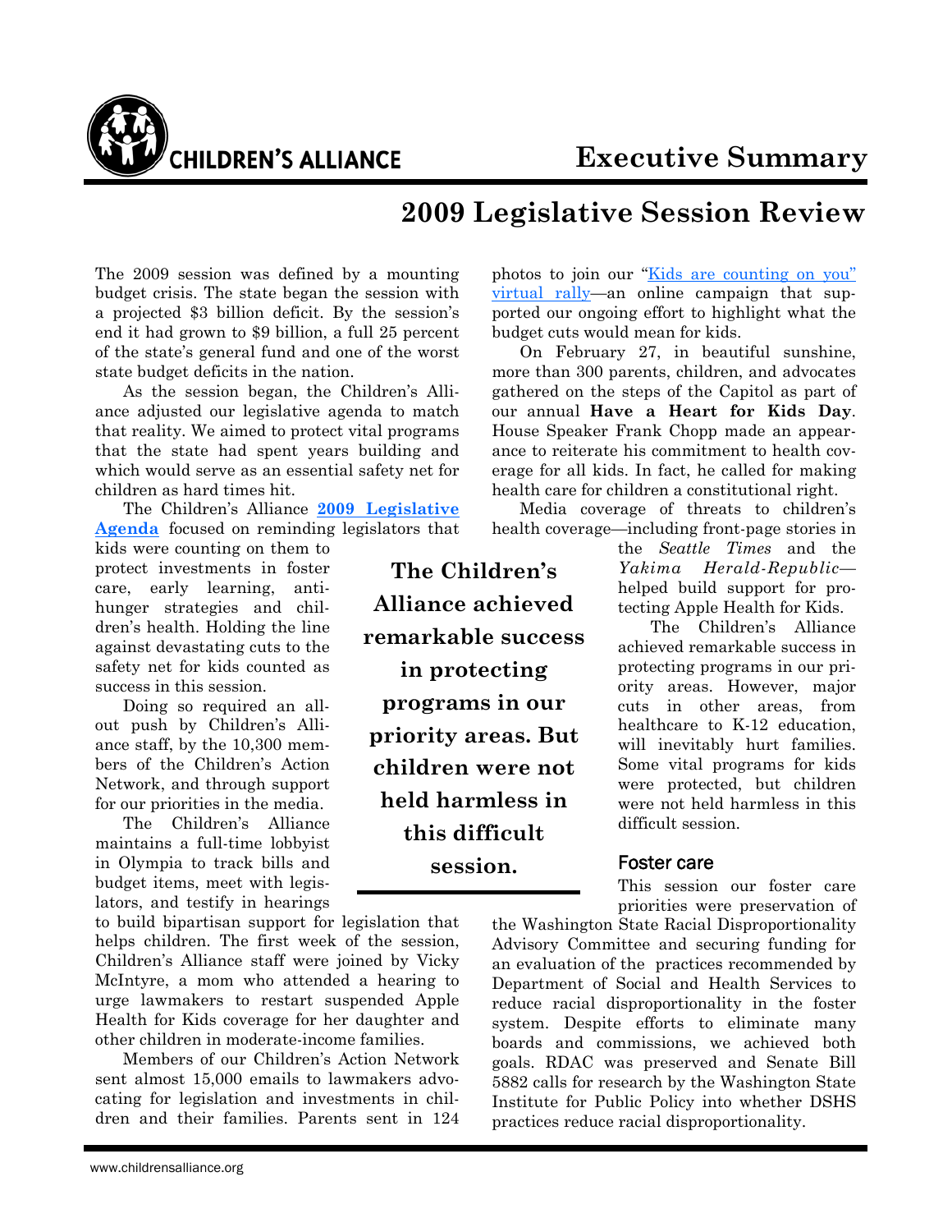CHILDREN'S ALLIANCE

# Executive Summary

## 2009 Legislative Session Review

The 2009 session was defined by a mounting budget crisis. The state began the session with a projected $3 billion deficit. By the session's end it had grown to $9 billion, a full 25 percent of the state's general fund and one of the worst state budget deficits in the nation.

As the session began, the Children's Alliance adjusted our legislative agenda to match that reality. We aimed to protect vital programs that the state had spent years building and which would serve as an essential safety net for children as hard times hit.

The Children's Alliance **2009 Legislative Agenda** focused on reminding legislators that kids were counting on them to protect investments in foster care, early learning, anti-hunger strategies and children's health. Holding the line against devastating cuts to the safety net for kids counted as success in this session.

Doing so required an all-out push by Children's Alliance staff, by the 10,300 members of the Children's Action Network, and through support for our priorities in the media.

The Children's Alliance maintains a full-time lobbyist in Olympia to track bills and budget items, meet with legislators, and testify in hearings to build bipartisan support for legislation that helps children. The first week of the session, Children's Alliance staff were joined by Vicky McIntyre, a mom who attended a hearing to urge lawmakers to restart suspended Apple Health for Kids coverage for her daughter and other children in moderate-income families.

Members of our Children's Action Network sent almost 15,000 emails to lawmakers advocating for legislation and investments in children and their families. Parents sent in 124 photos to join our "Kids are counting on you" virtual rally—an online campaign that supported our ongoing effort to highlight what the budget cuts would mean for kids.

On February 27, in beautiful sunshine, more than 300 parents, children, and advocates gathered on the steps of the Capitol as part of our annual **Have a Heart for Kids Day**. House Speaker Frank Chopp made an appearance to reiterate his commitment to health coverage for all kids. In fact, he called for making health care for children a constitutional right.

Media coverage of threats to children's health coverage—including front-page stories in the *Seattle Times* and the *Yakima Herald-Republic*—helped build support for protecting Apple Health for Kids.

**The Children's Alliance achieved remarkable success in protecting programs in our priority areas. But children were not held harmless in this difficult session.**

The Children's Alliance achieved remarkable success in protecting programs in our priority areas. However, major cuts in other areas, from healthcare to K-12 education, will inevitably hurt families. Some vital programs for kids were protected, but children were not held harmless in this difficult session.

### Foster care

This session our foster care priorities were preservation of the Washington State Racial Disproportionality Advisory Committee and securing funding for an evaluation of the practices recommended by Department of Social and Health Services to reduce racial disproportionality in the foster system. Despite efforts to eliminate many boards and commissions, we achieved both goals. RDAC was preserved and Senate Bill 5882 calls for research by the Washington State Institute for Public Policy into whether DSHS practices reduce racial disproportionality.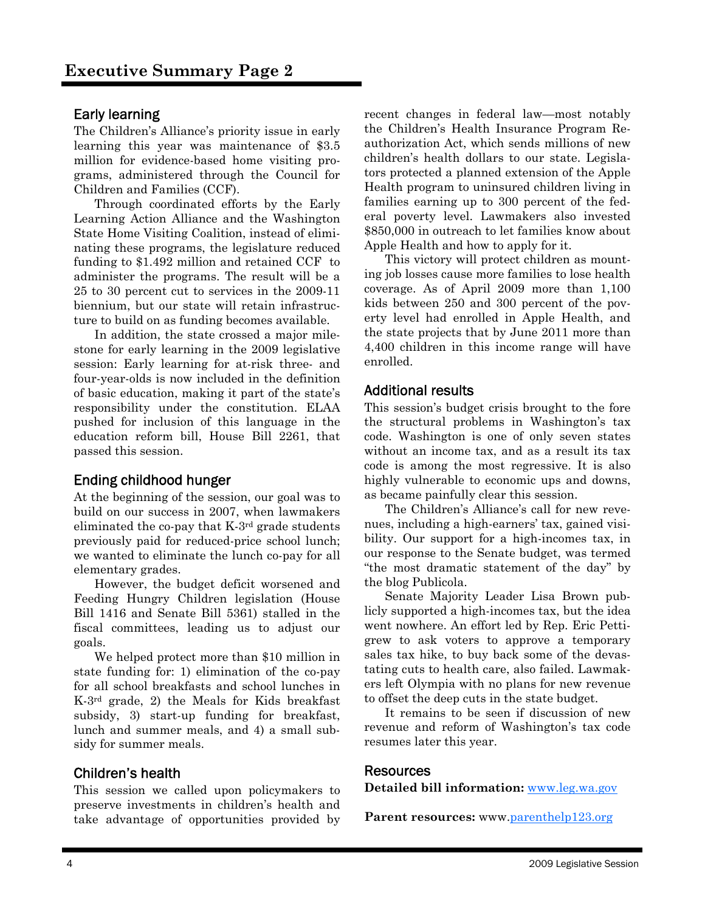# Executive Summary Page 2

## Early learning

The Children's Alliance's priority issue in early learning this year was maintenance of $3.5 million for evidence-based home visiting programs, administered through the Council for Children and Families (CCF).

Through coordinated efforts by the Early Learning Action Alliance and the Washington State Home Visiting Coalition, instead of eliminating these programs, the legislature reduced funding to $1.492 million and retained CCF to administer the programs. The result will be a 25 to 30 percent cut to services in the 2009-11 biennium, but our state will retain infrastructure to build on as funding becomes available.

In addition, the state crossed a major milestone for early learning in the 2009 legislative session: Early learning for at-risk three- and four-year-olds is now included in the definition of basic education, making it part of the state's responsibility under the constitution. ELAA pushed for inclusion of this language in the education reform bill, House Bill 2261, that passed this session.

## Ending childhood hunger

At the beginning of the session, our goal was to build on our success in 2007, when lawmakers eliminated the co-pay that K-3rd grade students previously paid for reduced-price school lunch; we wanted to eliminate the lunch co-pay for all elementary grades.

However, the budget deficit worsened and Feeding Hungry Children legislation (House Bill 1416 and Senate Bill 5361) stalled in the fiscal committees, leading us to adjust our goals.

We helped protect more than $10 million in state funding for: 1) elimination of the co-pay for all school breakfasts and school lunches in K-3rd grade, 2) the Meals for Kids breakfast subsidy, 3) start-up funding for breakfast, lunch and summer meals, and 4) a small subsidy for summer meals.

## Children's health

This session we called upon policymakers to preserve investments in children's health and take advantage of opportunities provided by recent changes in federal law—most notably the Children's Health Insurance Program Reauthorization Act, which sends millions of new children's health dollars to our state. Legislators protected a planned extension of the Apple Health program to uninsured children living in families earning up to 300 percent of the federal poverty level. Lawmakers also invested $850,000 in outreach to let families know about Apple Health and how to apply for it.

This victory will protect children as mounting job losses cause more families to lose health coverage. As of April 2009 more than 1,100 kids between 250 and 300 percent of the poverty level had enrolled in Apple Health, and the state projects that by June 2011 more than 4,400 children in this income range will have enrolled.

## Additional results

This session's budget crisis brought to the fore the structural problems in Washington's tax code. Washington is one of only seven states without an income tax, and as a result its tax code is among the most regressive. It is also highly vulnerable to economic ups and downs, as became painfully clear this session.

The Children's Alliance's call for new revenues, including a high-earners' tax, gained visibility. Our support for a high-incomes tax, in our response to the Senate budget, was termed "the most dramatic statement of the day" by the blog Publicola.

Senate Majority Leader Lisa Brown publicly supported a high-incomes tax, but the idea went nowhere. An effort led by Rep. Eric Pettigrew to ask voters to approve a temporary sales tax hike, to buy back some of the devastating cuts to health care, also failed. Lawmakers left Olympia with no plans for new revenue to offset the deep cuts in the state budget.

It remains to be seen if discussion of new revenue and reform of Washington's tax code resumes later this year.

## Resources

**Detailed bill information:** www.leg.wa.gov

**Parent resources:** www.parenthelp123.org